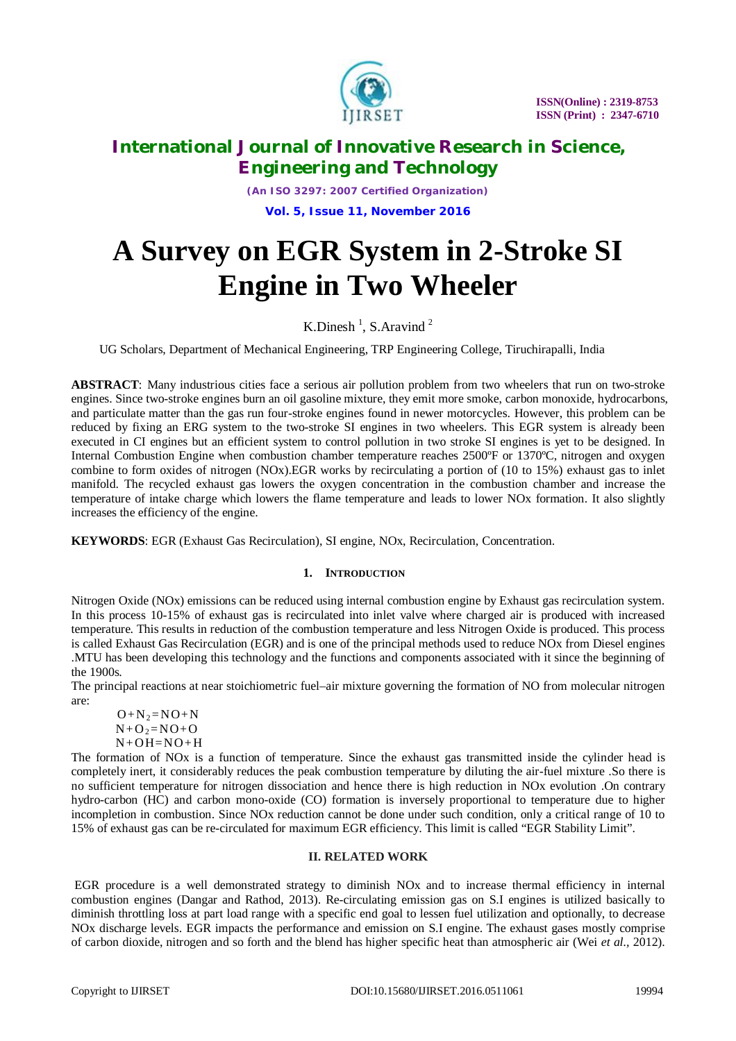# International Journal of Innovative Research in Science, Engineering and Technology

*(An ISO 3297: 2007 Certified Organization)*

**Vol. 5, Issue 11, November 2016**

# A Survey on EGR System in 2-Stroke SI Engine in Two Wheeler

K.Dinesh [1], S.Aravind [2]

UG Scholars, Department of Mechanical Engineering, TRP Engineering College, Tiruchirapalli, India

**ABSTRACT**: Many industrious cities face a serious air pollution problem from two wheelers that run on two-stroke engines. Since two-stroke engines burn an oil gasoline mixture, they emit more smoke, carbon monoxide, hydrocarbons, and particulate matter than the gas run four-stroke engines found in newer motorcycles. However, this problem can be reduced by fixing an ERG system to the two-stroke SI engines in two wheelers. This EGR system is already been executed in CI engines but an efficient system to control pollution in two stroke SI engines is yet to be designed. In Internal Combustion Engine when combustion chamber temperature reaches 2500ºF or 1370ºC, nitrogen and oxygen combine to form oxides of nitrogen (NOx).EGR works by recirculating a portion of (10 to 15%) exhaust gas to inlet manifold. The recycled exhaust gas lowers the oxygen concentration in the combustion chamber and increase the temperature of intake charge which lowers the flame temperature and leads to lower NOx formation. It also slightly increases the efficiency of the engine.

**KEYWORDS**: EGR (Exhaust Gas Recirculation), SI engine, NOx, Recirculation, Concentration.

## 1. INTRODUCTION

Nitrogen Oxide (NOx) emissions can be reduced using internal combustion engine by Exhaust gas recirculation system. In this process 10-15% of exhaust gas is recirculated into inlet valve where charged air is produced with increased temperature. This results in reduction of the combustion temperature and less Nitrogen Oxide is produced. This process is called Exhaust Gas Recirculation (EGR) and is one of the principal methods used to reduce NOx from Diesel engines .MTU has been developing this technology and the functions and components associated with it since the beginning of the 1900s.

The principal reactions at near stoichiometric fuel–air mixture governing the formation of NO from molecular nitrogen are:

$$O + N_2 = NO + N$$

$$N + O_2 = NO + O$$

$$N + OH = NO + H$$

The formation of NOx is a function of temperature. Since the exhaust gas transmitted inside the cylinder head is completely inert, it considerably reduces the peak combustion temperature by diluting the air-fuel mixture .So there is no sufficient temperature for nitrogen dissociation and hence there is high reduction in NOx evolution .On contrary hydro-carbon (HC) and carbon mono-oxide (CO) formation is inversely proportional to temperature due to higher incompletion in combustion. Since NOx reduction cannot be done under such condition, only a critical range of 10 to 15% of exhaust gas can be re-circulated for maximum EGR efficiency. This limit is called "EGR Stability Limit".

## II. RELATED WORK

EGR procedure is a well demonstrated strategy to diminish NOx and to increase thermal efficiency in internal combustion engines (Dangar and Rathod, 2013). Re-circulating emission gas on S.I engines is utilized basically to diminish throttling loss at part load range with a specific end goal to lessen fuel utilization and optionally, to decrease NOx discharge levels. EGR impacts the performance and emission on S.I engine. The exhaust gases mostly comprise of carbon dioxide, nitrogen and so forth and the blend has higher specific heat than atmospheric air (Wei *et al.*, 2012).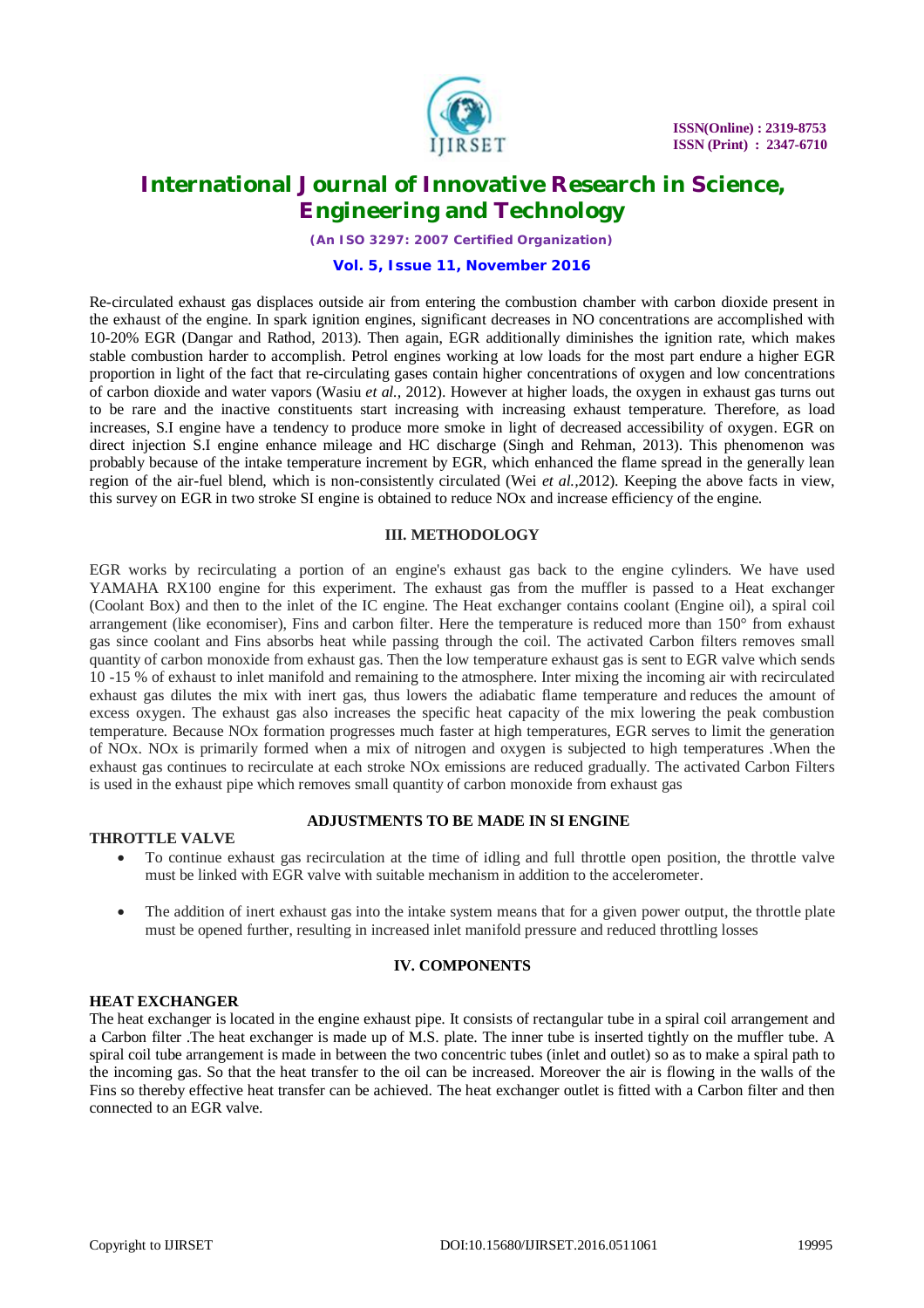Re-circulated exhaust gas displaces outside air from entering the combustion chamber with carbon dioxide present in the exhaust of the engine. In spark ignition engines, significant decreases in NO concentrations are accomplished with 10-20% EGR (Dangar and Rathod, 2013). Then again, EGR additionally diminishes the ignition rate, which makes stable combustion harder to accomplish. Petrol engines working at low loads for the most part endure a higher EGR proportion in light of the fact that re-circulating gases contain higher concentrations of oxygen and low concentrations of carbon dioxide and water vapors (Wasiu *et al.,* 2012). However at higher loads, the oxygen in exhaust gas turns out to be rare and the inactive constituents start increasing with increasing exhaust temperature. Therefore, as load increases, S.I engine have a tendency to produce more smoke in light of decreased accessibility of oxygen. EGR on direct injection S.I engine enhance mileage and HC discharge (Singh and Rehman, 2013). This phenomenon was probably because of the intake temperature increment by EGR, which enhanced the flame spread in the generally lean region of the air-fuel blend, which is non-consistently circulated (Wei *et al.,*2012). Keeping the above facts in view, this survey on EGR in two stroke SI engine is obtained to reduce NOx and increase efficiency of the engine.

## III. METHODOLOGY

EGR works by recirculating a portion of an engine's exhaust gas back to the engine cylinders. We have used YAMAHA RX100 engine for this experiment. The exhaust gas from the muffler is passed to a Heat exchanger (Coolant Box) and then to the inlet of the IC engine. The Heat exchanger contains coolant (Engine oil), a spiral coil arrangement (like economiser), Fins and carbon filter. Here the temperature is reduced more than 150° from exhaust gas since coolant and Fins absorbs heat while passing through the coil. The activated Carbon filters removes small quantity of carbon monoxide from exhaust gas. Then the low temperature exhaust gas is sent to EGR valve which sends 10 -15 % of exhaust to inlet manifold and remaining to the atmosphere. Inter mixing the incoming air with recirculated exhaust gas dilutes the mix with inert gas, thus lowers the adiabatic flame temperature and reduces the amount of excess oxygen. The exhaust gas also increases the specific heat capacity of the mix lowering the peak combustion temperature. Because NOx formation progresses much faster at high temperatures, EGR serves to limit the generation of NOx. NOx is primarily formed when a mix of nitrogen and oxygen is subjected to high temperatures .When the exhaust gas continues to recirculate at each stroke NOx emissions are reduced gradually. The activated Carbon Filters is used in the exhaust pipe which removes small quantity of carbon monoxide from exhaust gas

### ADJUSTMENTS TO BE MADE IN SI ENGINE

**THROTTLE VALVE**

- To continue exhaust gas recirculation at the time of idling and full throttle open position, the throttle valve must be linked with EGR valve with suitable mechanism in addition to the accelerometer.
- The addition of inert exhaust gas into the intake system means that for a given power output, the throttle plate must be opened further, resulting in increased inlet manifold pressure and reduced throttling losses

## IV. COMPONENTS

**HEAT EXCHANGER**

The heat exchanger is located in the engine exhaust pipe. It consists of rectangular tube in a spiral coil arrangement and a Carbon filter .The heat exchanger is made up of M.S. plate. The inner tube is inserted tightly on the muffler tube. A spiral coil tube arrangement is made in between the two concentric tubes (inlet and outlet) so as to make a spiral path to the incoming gas. So that the heat transfer to the oil can be increased. Moreover the air is flowing in the walls of the Fins so thereby effective heat transfer can be achieved. The heat exchanger outlet is fitted with a Carbon filter and then connected to an EGR valve.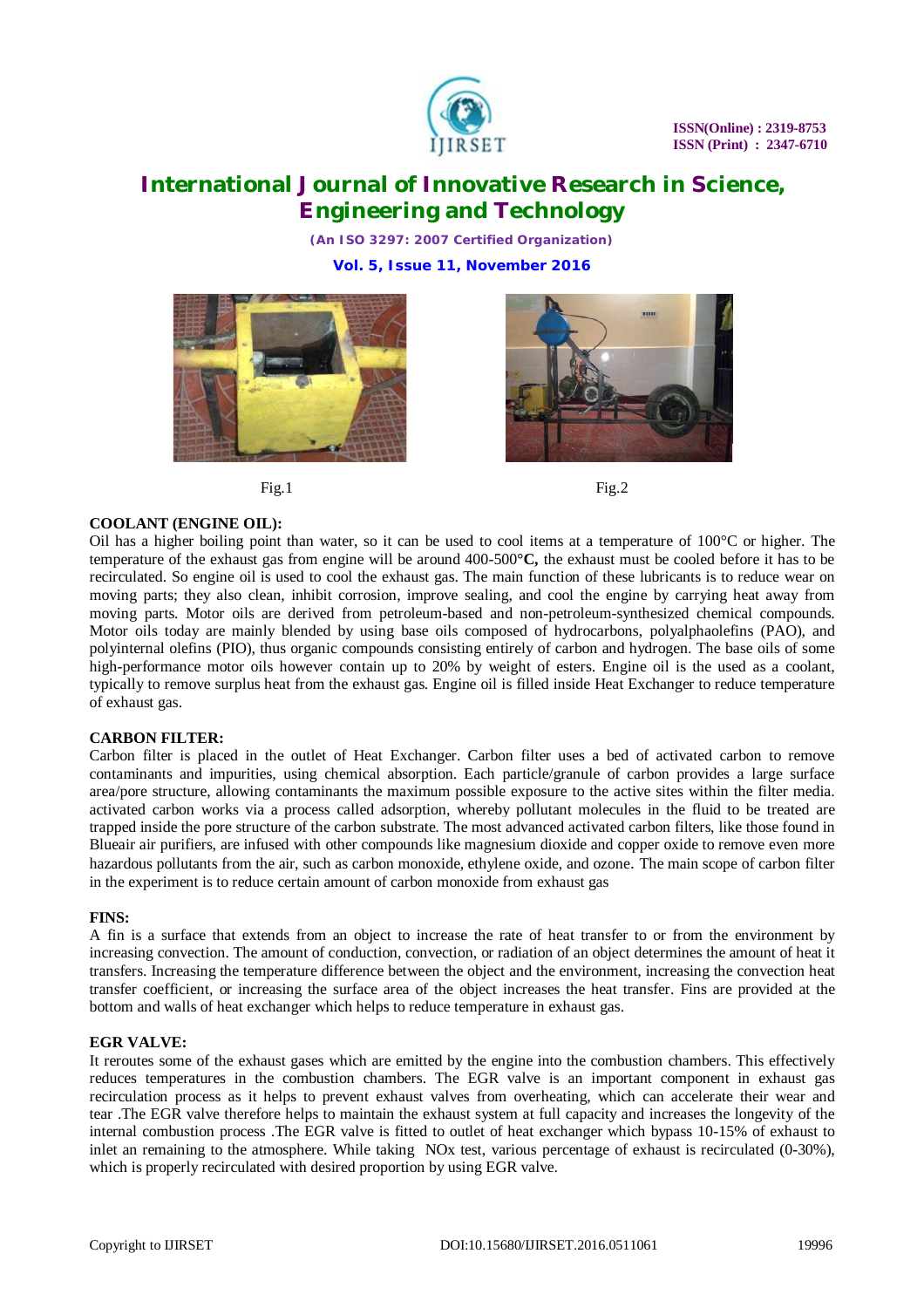Fig.1

Fig.2

**COOLANT (ENGINE OIL):**

Oil has a higher boiling point than water, so it can be used to cool items at a temperature of 100°C or higher. The temperature of the exhaust gas from engine will be around 400-500°**C,** the exhaust must be cooled before it has to be recirculated. So engine oil is used to cool the exhaust gas. The main function of these lubricants is to reduce wear on moving parts; they also clean, inhibit corrosion, improve sealing, and cool the engine by carrying heat away from moving parts. Motor oils are derived from petroleum-based and non-petroleum-synthesized chemical compounds. Motor oils today are mainly blended by using base oils composed of hydrocarbons, polyalphaolefins (PAO), and polyinternal olefins (PIO), thus organic compounds consisting entirely of carbon and hydrogen. The base oils of some high-performance motor oils however contain up to 20% by weight of esters. Engine oil is the used as a coolant, typically to remove surplus heat from the exhaust gas. Engine oil is filled inside Heat Exchanger to reduce temperature of exhaust gas.

**CARBON FILTER:**

Carbon filter is placed in the outlet of Heat Exchanger. Carbon filter uses a bed of activated carbon to remove contaminants and impurities, using chemical absorption. Each particle/granule of carbon provides a large surface area/pore structure, allowing contaminants the maximum possible exposure to the active sites within the filter media. activated carbon works via a process called adsorption, whereby pollutant molecules in the fluid to be treated are trapped inside the pore structure of the carbon substrate. The most advanced activated carbon filters, like those found in Blueair air purifiers, are infused with other compounds like magnesium dioxide and copper oxide to remove even more hazardous pollutants from the air, such as carbon monoxide, ethylene oxide, and ozone. The main scope of carbon filter in the experiment is to reduce certain amount of carbon monoxide from exhaust gas

**FINS:**

A fin is a surface that extends from an object to increase the rate of heat transfer to or from the environment by increasing convection. The amount of conduction, convection, or radiation of an object determines the amount of heat it transfers. Increasing the temperature difference between the object and the environment, increasing the convection heat transfer coefficient, or increasing the surface area of the object increases the heat transfer. Fins are provided at the bottom and walls of heat exchanger which helps to reduce temperature in exhaust gas.

**EGR VALVE:**

It reroutes some of the exhaust gases which are emitted by the engine into the combustion chambers. This effectively reduces temperatures in the combustion chambers. The EGR valve is an important component in exhaust gas recirculation process as it helps to prevent exhaust valves from overheating, which can accelerate their wear and tear .The EGR valve therefore helps to maintain the exhaust system at full capacity and increases the longevity of the internal combustion process .The EGR valve is fitted to outlet of heat exchanger which bypass 10-15% of exhaust to inlet an remaining to the atmosphere. While taking NOx test, various percentage of exhaust is recirculated (0-30%), which is properly recirculated with desired proportion by using EGR valve.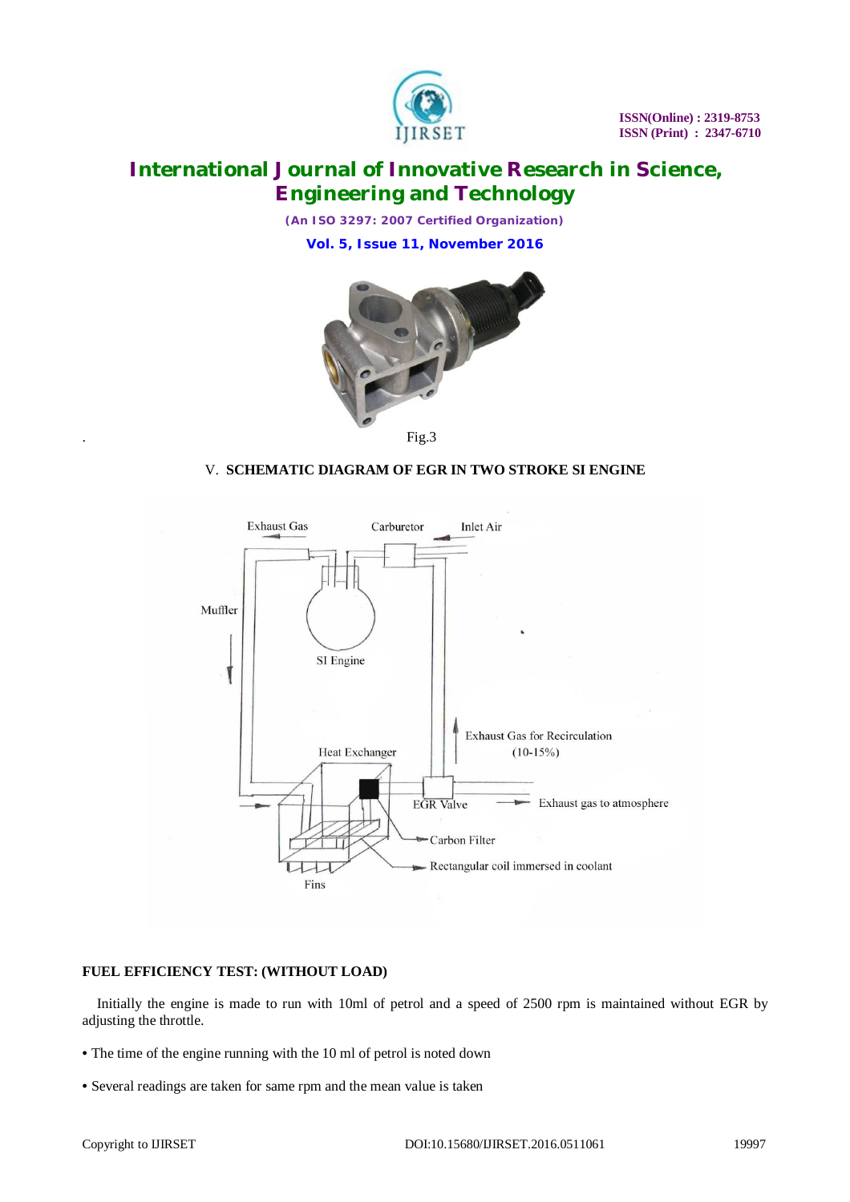Fig.3

## V. SCHEMATIC DIAGRAM OF EGR IN TWO STROKE SI ENGINE

### FUEL EFFICIENCY TEST: (WITHOUT LOAD)

Initially the engine is made to run with 10ml of petrol and a speed of 2500 rpm is maintained without EGR by adjusting the throttle.

- The time of the engine running with the 10 ml of petrol is noted down
- Several readings are taken for same rpm and the mean value is taken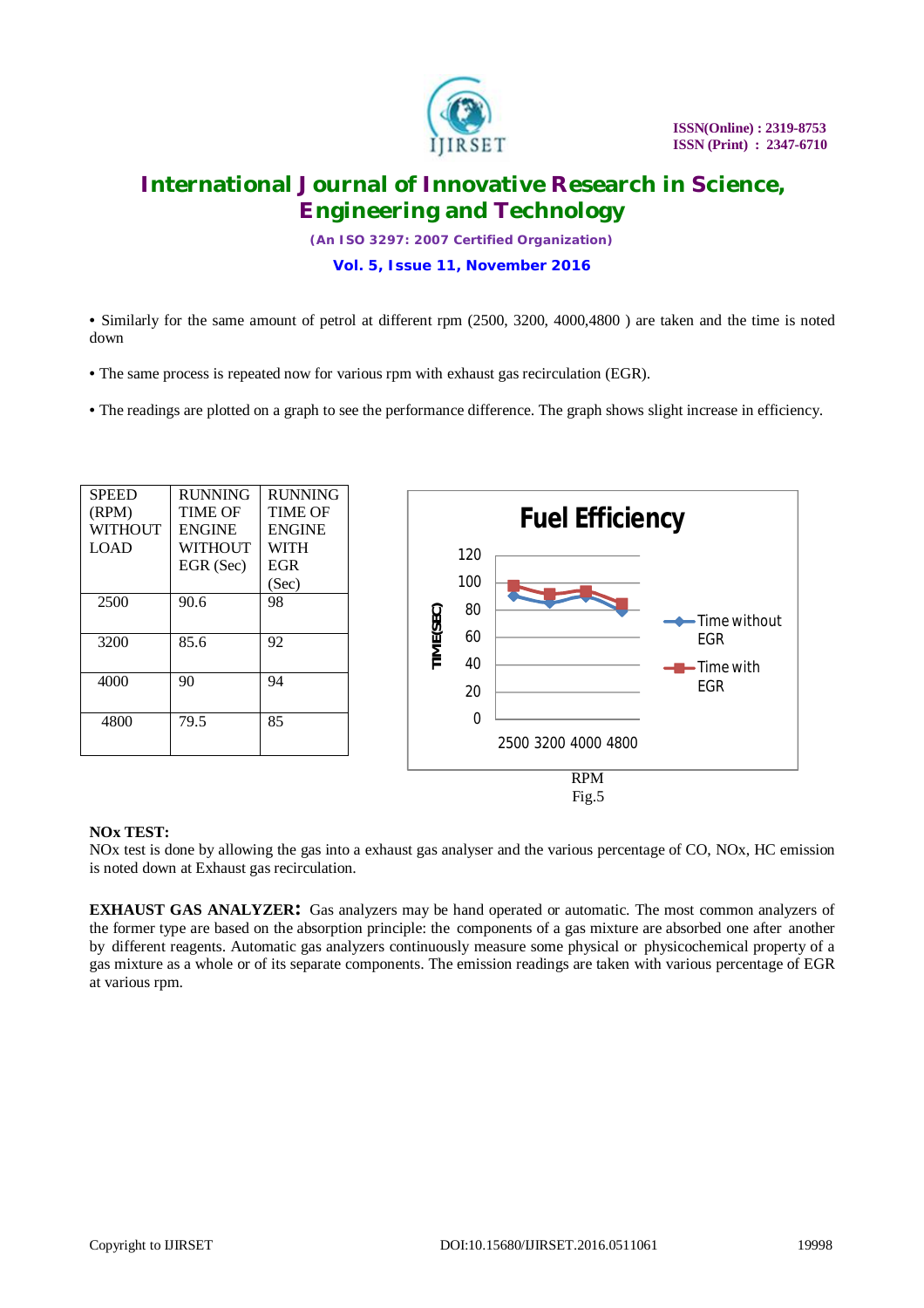- Similarly for the same amount of petrol at different rpm (2500, 3200, 4000,4800 ) are taken and the time is noted down

- The same process is repeated now for various rpm with exhaust gas recirculation (EGR).

- The readings are plotted on a graph to see the performance difference. The graph shows slight increase in efficiency.

| SPEED (RPM) WITHOUT LOAD | RUNNING TIME OF ENGINE WITHOUT EGR (Sec) | RUNNING TIME OF ENGINE WITH EGR (Sec) |
|---|---|---|
| 2500 | 90.6 | 98 |
| 3200 | 85.6 | 92 |
| 4000 | 90 | 94 |
| 4800 | 79.5 | 85 |

Fuel Efficiency

RPM

Fig.5

**NOx TEST:**

NOx test is done by allowing the gas into a exhaust gas analyser and the various percentage of CO, NOx, HC emission is noted down at Exhaust gas recirculation.

**EXHAUST GAS ANALYZER:** Gas analyzers may be hand operated or automatic. The most common analyzers of the former type are based on the absorption principle: the components of a gas mixture are absorbed one after another by different reagents. Automatic gas analyzers continuously measure some physical or physicochemical property of a gas mixture as a whole or of its separate components. The emission readings are taken with various percentage of EGR at various rpm.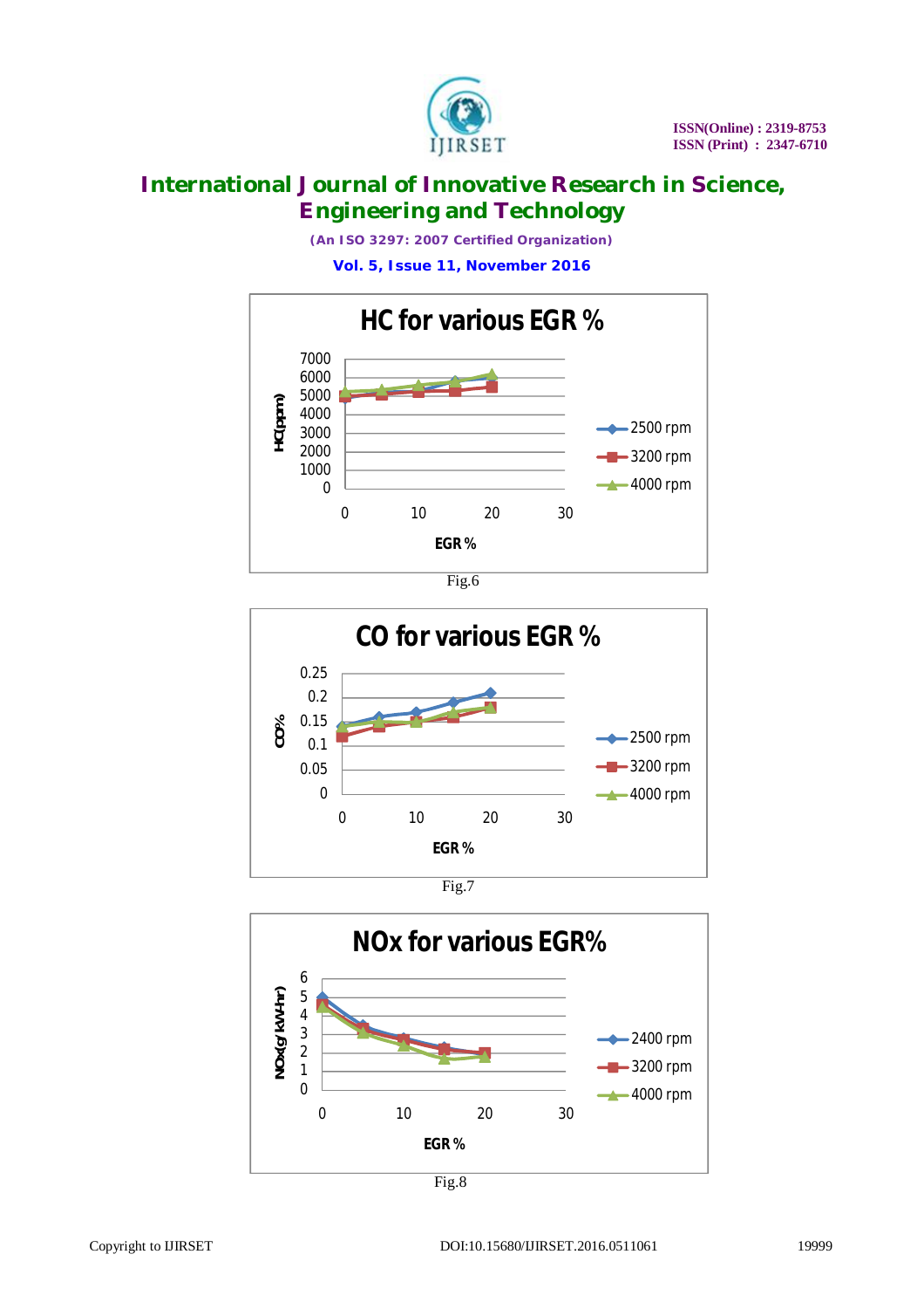**HC for various EGR %**

Y-axis: HC(ppm) (0–7000); X-axis: EGR % (0–30); Series: 2500 rpm, 3200 rpm, 4000 rpm

Fig.6

**CO for various EGR %**

Y-axis: CO% (0–0.25); X-axis: EGR % (0–30); Series: 2500 rpm, 3200 rpm, 4000 rpm

Fig.7

**NOx for various EGR%**

Y-axis: NOx(g/kW-hr) (0–6); X-axis: EGR % (0–30); Series: 2400 rpm, 3200 rpm, 4000 rpm

Fig.8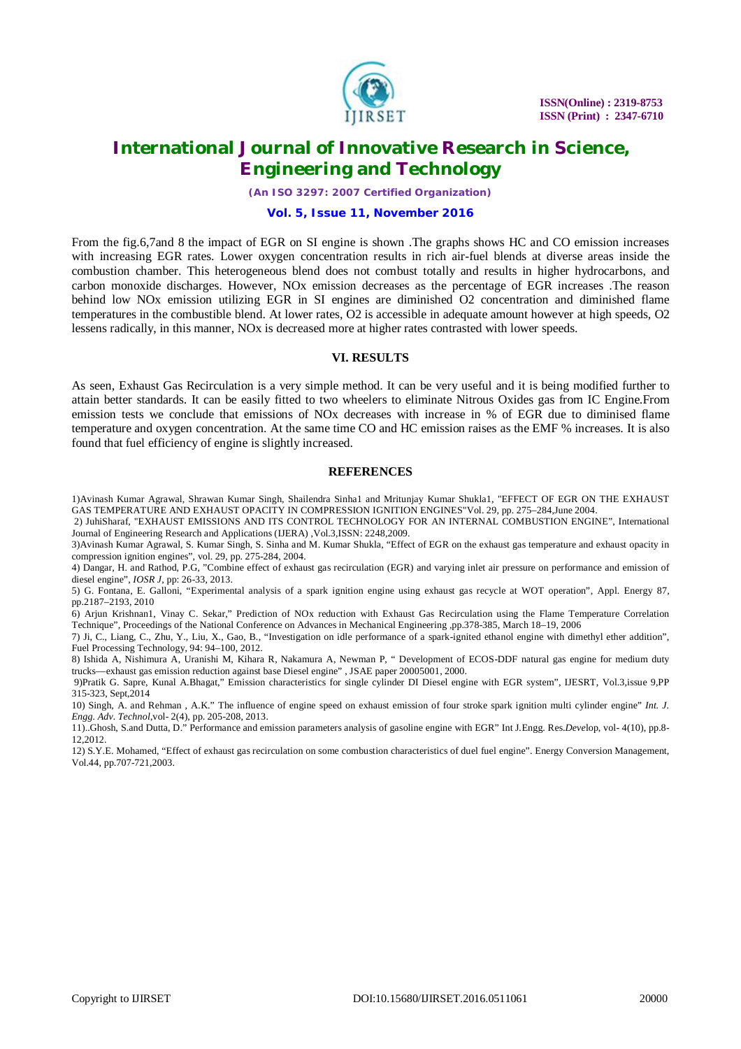From the fig.6,7and 8 the impact of EGR on SI engine is shown .The graphs shows HC and CO emission increases with increasing EGR rates. Lower oxygen concentration results in rich air-fuel blends at diverse areas inside the combustion chamber. This heterogeneous blend does not combust totally and results in higher hydrocarbons, and carbon monoxide discharges. However, NOx emission decreases as the percentage of EGR increases .The reason behind low NOx emission utilizing EGR in SI engines are diminished O2 concentration and diminished flame temperatures in the combustible blend. At lower rates, O2 is accessible in adequate amount however at high speeds, O2 lessens radically, in this manner, NOx is decreased more at higher rates contrasted with lower speeds.

## VI. RESULTS

As seen, Exhaust Gas Recirculation is a very simple method. It can be very useful and it is being modified further to attain better standards. It can be easily fitted to two wheelers to eliminate Nitrous Oxides gas from IC Engine.From emission tests we conclude that emissions of NOx decreases with increase in % of EGR due to diminised flame temperature and oxygen concentration. At the same time CO and HC emission raises as the EMF % increases. It is also found that fuel efficiency of engine is slightly increased.

## REFERENCES

1)Avinash Kumar Agrawal, Shrawan Kumar Singh, Shailendra Sinha1 and Mritunjay Kumar Shukla1, "EFFECT OF EGR ON THE EXHAUST GAS TEMPERATURE AND EXHAUST OPACITY IN COMPRESSION IGNITION ENGINES"Vol. 29, pp. 275–284,June 2004.

2) JuhiSharaf, "EXHAUST EMISSIONS AND ITS CONTROL TECHNOLOGY FOR AN INTERNAL COMBUSTION ENGINE", International Journal of Engineering Research and Applications (IJERA) ,Vol.3,ISSN: 2248,2009.

3)Avinash Kumar Agrawal, S. Kumar Singh, S. Sinha and M. Kumar Shukla, "Effect of EGR on the exhaust gas temperature and exhaust opacity in compression ignition engines", vol. 29, pp. 275-284, 2004.

4) Dangar, H. and Rathod, P.G, "Combine effect of exhaust gas recirculation (EGR) and varying inlet air pressure on performance and emission of diesel engine", *IOSR J*, pp: 26-33, 2013.

5) G. Fontana, E. Galloni, "Experimental analysis of a spark ignition engine using exhaust gas recycle at WOT operation", Appl. Energy 87, pp.2187–2193, 2010

6) Arjun Krishnan1, Vinay C. Sekar," Prediction of NOx reduction with Exhaust Gas Recirculation using the Flame Temperature Correlation Technique", Proceedings of the National Conference on Advances in Mechanical Engineering ,pp.378-385, March 18–19, 2006

7) Ji, C., Liang, C., Zhu, Y., Liu, X., Gao, B., "Investigation on idle performance of a spark-ignited ethanol engine with dimethyl ether addition", Fuel Processing Technology, 94: 94–100, 2012.

8) Ishida A, Nishimura A, Uranishi M, Kihara R, Nakamura A, Newman P, " Development of ECOS-DDF natural gas engine for medium duty trucks—exhaust gas emission reduction against base Diesel engine" , JSAE paper 20005001, 2000.

9)Pratik G. Sapre, Kunal A.Bhagat," Emission characteristics for single cylinder DI Diesel engine with EGR system", IJESRT, Vol.3,issue 9,PP 315-323, Sept,2014

10) Singh, A. and Rehman , A.K." The influence of engine speed on exhaust emission of four stroke spark ignition multi cylinder engine" *Int. J. Engg. Adv. Technol*,vol- 2(4), pp. 205-208, 2013.

11)..Ghosh, S.and Dutta, D." Performance and emission parameters analysis of gasoline engine with EGR" Int J.Engg. Res.*Deve*lop, vol- 4(10), pp.8-12,2012.

12) S.Y.E. Mohamed, "Effect of exhaust gas recirculation on some combustion characteristics of duel fuel engine". Energy Conversion Management, Vol.44, pp.707-721,2003.